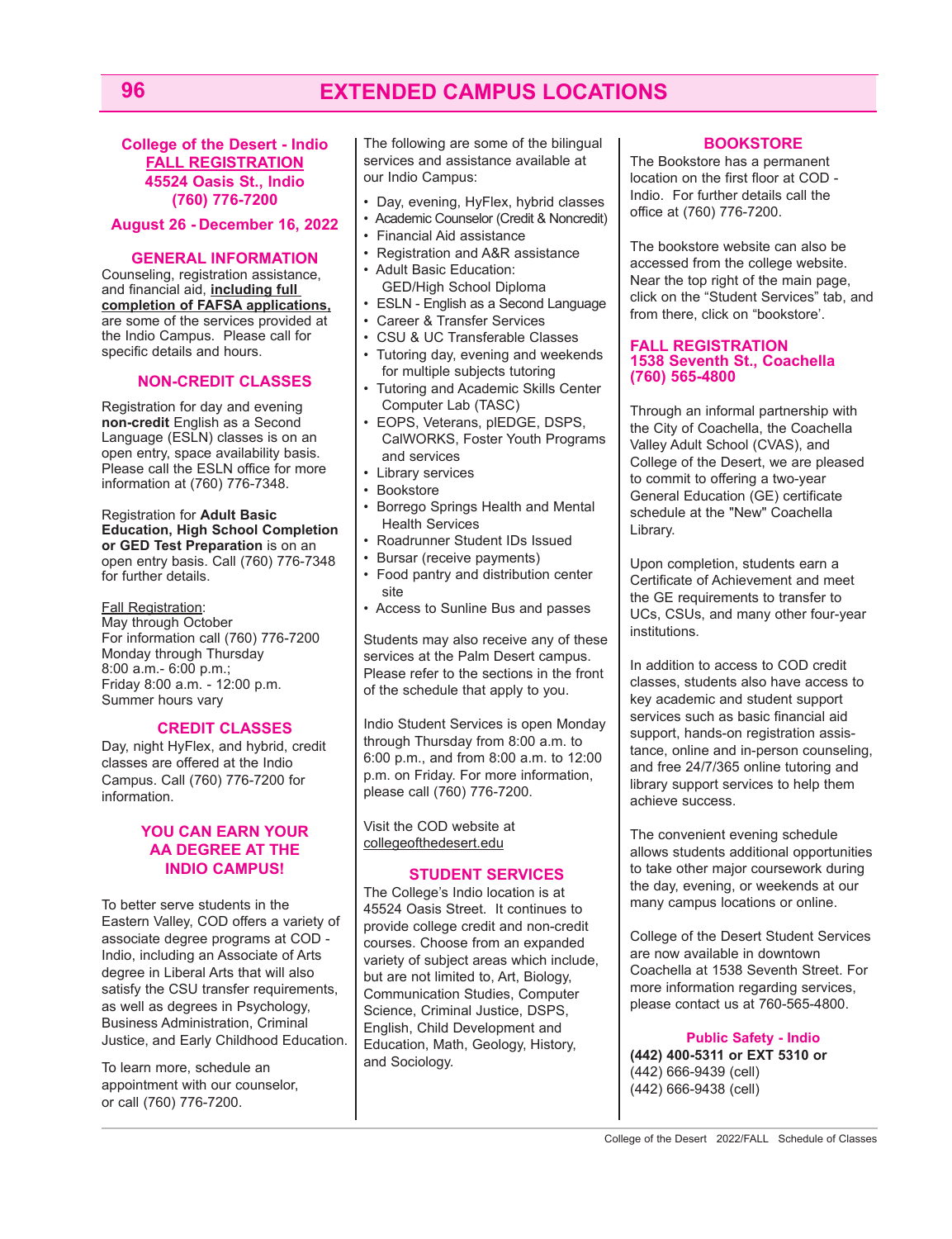# EXTENDED CAMPUS LOCATIONS

## College of the Desert - Indio
## FALL REGISTRATION
## 45524 Oasis St., Indio
## (760) 776-7200

**August 26 - December 16, 2022**

### GENERAL INFORMATION

Counseling, registration assistance, and financial aid, **including full completion of FAFSA applications,** are some of the services provided at the Indio Campus. Please call for specific details and hours.

### NON-CREDIT CLASSES

Registration for day and evening **non-credit** English as a Second Language (ESLN) classes is on an open entry, space availability basis. Please call the ESLN office for more information at (760) 776-7348.

Registration for **Adult Basic Education, High School Completion or GED Test Preparation** is on an open entry basis. Call (760) 776-7348 for further details.

Fall Registration:
May through October
For information call (760) 776-7200
Monday through Thursday
8:00 a.m.- 6:00 p.m.;
Friday 8:00 a.m. - 12:00 p.m.
Summer hours vary

### CREDIT CLASSES

Day, night HyFlex, and hybrid, credit classes are offered at the Indio Campus. Call (760) 776-7200 for information.

### YOU CAN EARN YOUR AA DEGREE AT THE INDIO CAMPUS!

To better serve students in the Eastern Valley, COD offers a variety of associate degree programs at COD - Indio, including an Associate of Arts degree in Liberal Arts that will also satisfy the CSU transfer requirements, as well as degrees in Psychology, Business Administration, Criminal Justice, and Early Childhood Education.

To learn more, schedule an appointment with our counselor, or call (760) 776-7200.

The following are some of the bilingual services and assistance available at our Indio Campus:

- Day, evening, HyFlex, hybrid classes
- Academic Counselor (Credit & Noncredit)
- Financial Aid assistance
- Registration and A&R assistance
- Adult Basic Education: GED/High School Diploma
- ESLN - English as a Second Language
- Career & Transfer Services
- CSU & UC Transferable Classes
- Tutoring day, evening and weekends for multiple subjects tutoring
- Tutoring and Academic Skills Center Computer Lab (TASC)
- EOPS, Veterans, pIEDGE, DSPS, CalWORKS, Foster Youth Programs and services
- Library services
- Bookstore
- Borrego Springs Health and Mental Health Services
- Roadrunner Student IDs Issued
- Bursar (receive payments)
- Food pantry and distribution center site
- Access to Sunline Bus and passes

Students may also receive any of these services at the Palm Desert campus. Please refer to the sections in the front of the schedule that apply to you.

Indio Student Services is open Monday through Thursday from 8:00 a.m. to 6:00 p.m., and from 8:00 a.m. to 12:00 p.m. on Friday. For more information, please call (760) 776-7200.

Visit the COD website at collegeofthedesert.edu

### STUDENT SERVICES

The College's Indio location is at 45524 Oasis Street. It continues to provide college credit and non-credit courses. Choose from an expanded variety of subject areas which include, but are not limited to, Art, Biology, Communication Studies, Computer Science, Criminal Justice, DSPS, English, Child Development and Education, Math, Geology, History, and Sociology.

### BOOKSTORE

The Bookstore has a permanent location on the first floor at COD - Indio. For further details call the office at (760) 776-7200.

The bookstore website can also be accessed from the college website. Near the top right of the main page, click on the "Student Services" tab, and from there, click on "bookstore'.

## FALL REGISTRATION
## 1538 Seventh St., Coachella
## (760) 565-4800

Through an informal partnership with the City of Coachella, the Coachella Valley Adult School (CVAS), and College of the Desert, we are pleased to commit to offering a two-year General Education (GE) certificate schedule at the "New" Coachella Library.

Upon completion, students earn a Certificate of Achievement and meet the GE requirements to transfer to UCs, CSUs, and many other four-year institutions.

In addition to access to COD credit classes, students also have access to key academic and student support services such as basic financial aid support, hands-on registration assistance, online and in-person counseling, and free 24/7/365 online tutoring and library support services to help them achieve success.

The convenient evening schedule allows students additional opportunities to take other major coursework during the day, evening, or weekends at our many campus locations or online.

College of the Desert Student Services are now available in downtown Coachella at 1538 Seventh Street. For more information regarding services, please contact us at 760-565-4800.

### Public Safety - Indio

**(442) 400-5311 or EXT 5310 or**
(442) 666-9439 (cell)
(442) 666-9438 (cell)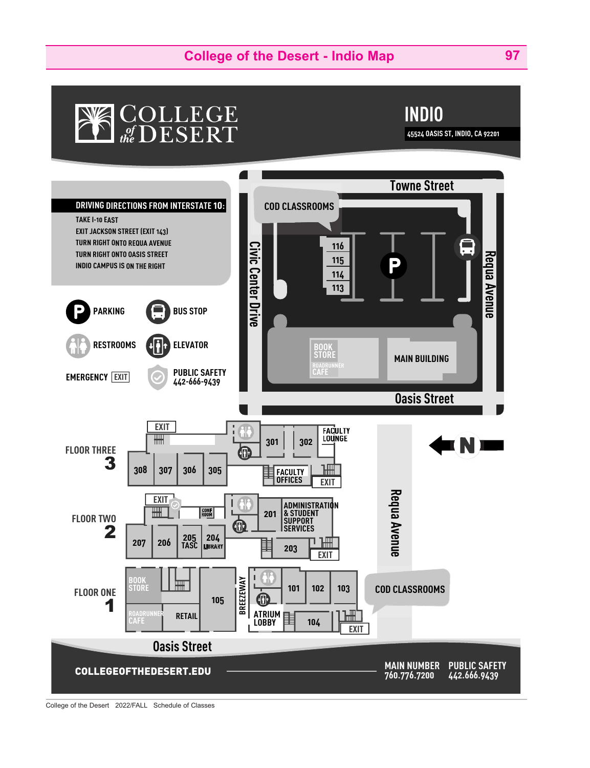# College of the Desert - Indio Map

COLLEGE of the DESERT

## INDIO

45524 OASIS ST, INDIO, CA 92201

### DRIVING DIRECTIONS FROM INTERSTATE 10:

TAKE I-10 EAST
EXIT JACKSON STREET (EXIT 143)
TURN RIGHT ONTO REQUA AVENUE
TURN RIGHT ONTO OASIS STREET
INDIO CAMPUS IS ON THE RIGHT

- PARKING
- BUS STOP
- RESTROOMS
- ELEVATOR
- EMERGENCY EXIT
- PUBLIC SAFETY 442-666-9439

Towne Street
Civic Center Drive
Requa Avenue
Oasis Street
COD CLASSROOMS
116
115
114
113
BOOK STORE
ROADRUNNER CAFE
MAIN BUILDING

FLOOR THREE 3
EXIT
301
302
FACULTY LOUNGE
308
307
306
305
FACULTY OFFICES
EXIT

FLOOR TWO 2
EXIT
CONF ROOM
201
ADMINISTRATION & STUDENT SUPPORT SERVICES
207
206
205 TASC
204 LIBRARY
203
EXIT

FLOOR ONE 1
BOOK STORE
ROADRUNNER CAFE
RETAIL
105
BREEZEWAY
101
102
103
ATRIUM LOBBY
104
EXIT

Requa Avenue
COD CLASSROOMS
N
Oasis Street

COLLEGEOFTHEDESERT.EDU

MAIN NUMBER 760.776.7200
PUBLIC SAFETY 442.666.9439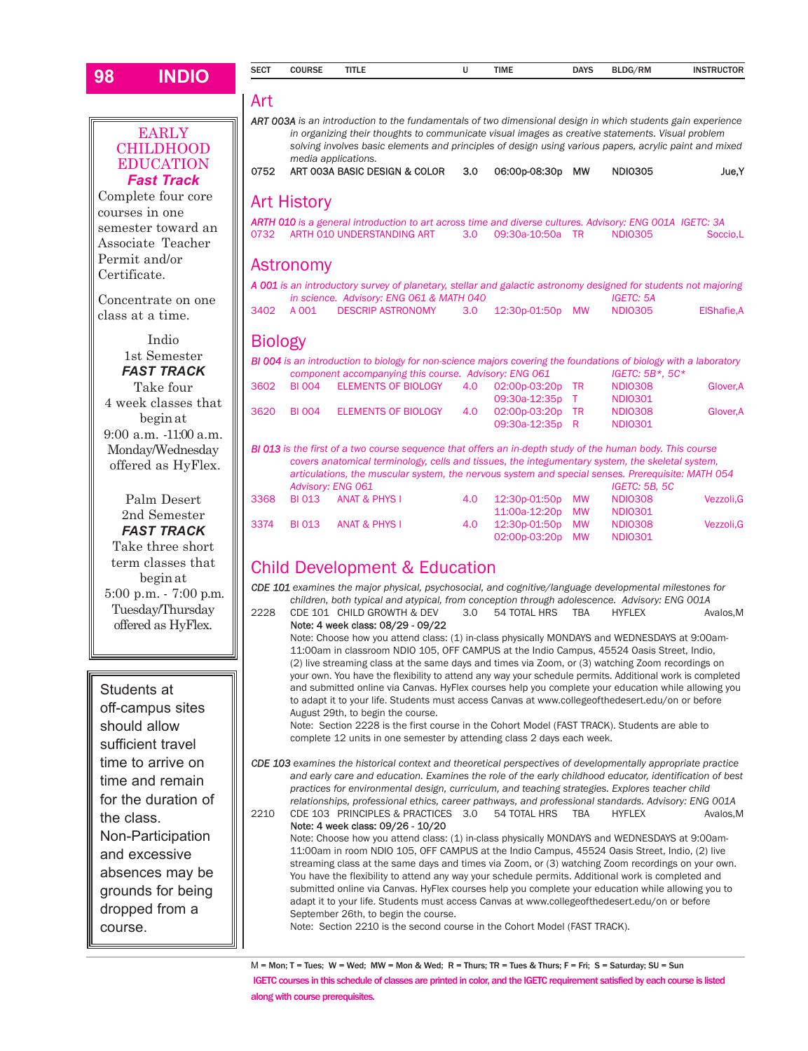| SECT | COURSE | TITLE | U | TIME | DAYS | BLDG/RM | INSTRUCTOR |
|---|---|---|---|---|---|---|---|

## Art

*ART 003A is an introduction to the fundamentals of two dimensional design in which students gain experience in organizing their thoughts to communicate visual images as creative statements. Visual problem solving involves basic elements and principles of design using various papers, acrylic paint and mixed media applications.*

| SECT | COURSE | TITLE | U | TIME | DAYS | BLDG/RM | INSTRUCTOR |
|---|---|---|---|---|---|---|---|
| 0752 | ART 003A | BASIC DESIGN & COLOR | 3.0 | 06:00p-08:30p | MW | NDIO305 | Jue,Y |

## Art History

*ARTH 010 is a general introduction to art across time and diverse cultures. Advisory: ENG 001A IGETC: 3A*

| SECT | COURSE | TITLE | U | TIME | DAYS | BLDG/RM | INSTRUCTOR |
|---|---|---|---|---|---|---|---|
| 0732 | ARTH 010 | UNDERSTANDING ART | 3.0 | 09:30a-10:50a | TR | NDIO305 | Soccio,L |

## Astronomy

*A 001 is an introductory survey of planetary, stellar and galactic astronomy designed for students not majoring in science. Advisory: ENG 061 & MATH 040 IGETC: 5A*

| SECT | COURSE | TITLE | U | TIME | DAYS | BLDG/RM | INSTRUCTOR |
|---|---|---|---|---|---|---|---|
| 3402 | A 001 | DESCRIP ASTRONOMY | 3.0 | 12:30p-01:50p | MW | NDIO305 | ElShafie,A |

## Biology

*BI 004 is an introduction to biology for non-science majors covering the foundations of biology with a laboratory component accompanying this course. Advisory: ENG 061 IGETC: 5B*, 5C**

| SECT | COURSE | TITLE | U | TIME | DAYS | BLDG/RM | INSTRUCTOR |
|---|---|---|---|---|---|---|---|
| 3602 | BI 004 | ELEMENTS OF BIOLOGY | 4.0 | 02:00p-03:20p | TR | NDIO308 | Glover,A |
| | | | | 09:30a-12:35p | T | NDIO301 | |
| 3620 | BI 004 | ELEMENTS OF BIOLOGY | 4.0 | 02:00p-03:20p | TR | NDIO308 | Glover,A |
| | | | | 09:30a-12:35p | R | NDIO301 | |

*BI 013 is the first of a two course sequence that offers an in-depth study of the human body. This course covers anatomical terminology, cells and tissues, the integumentary system, the skeletal system, articulations, the muscular system, the nervous system and special senses. Prerequisite: MATH 054 Advisory: ENG 061 IGETC: 5B, 5C*

| SECT | COURSE | TITLE | U | TIME | DAYS | BLDG/RM | INSTRUCTOR |
|---|---|---|---|---|---|---|---|
| 3368 | BI 013 | ANAT & PHYS I | 4.0 | 12:30p-01:50p | MW | NDIO308 | Vezzoli,G |
| | | | | 11:00a-12:20p | MW | NDIO301 | |
| 3374 | BI 013 | ANAT & PHYS I | 4.0 | 12:30p-01:50p | MW | NDIO308 | Vezzoli,G |
| | | | | 02:00p-03:20p | MW | NDIO301 | |

## Child Development & Education

*CDE 101 examines the major physical, psychosocial, and cognitive/language developmental milestones for children, both typical and atypical, from conception through adolescence. Advisory: ENG 001A*

| SECT | COURSE | TITLE | U | TIME | DAYS | BLDG/RM | INSTRUCTOR |
|---|---|---|---|---|---|---|---|
| 2228 | CDE 101 | CHILD GROWTH & DEV | 3.0 | 54 TOTAL HRS | TBA | HYFLEX | Avalos,M |

**Note: 4 week class: 08/29 - 09/22**

Note: Choose how you attend class: (1) in-class physically MONDAYS and WEDNESDAYS at 9:00am-11:00am in classroom NDIO 105, OFF CAMPUS at the Indio Campus, 45524 Oasis Street, Indio, (2) live streaming class at the same days and times via Zoom, or (3) watching Zoom recordings on your own. You have the flexibility to attend any way your schedule permits. Additional work is completed and submitted online via Canvas. HyFlex courses help you complete your education while allowing you to adapt it to your life. Students must access Canvas at www.collegeofthedesert.edu/on or before August 29th, to begin the course.

Note: Section 2228 is the first course in the Cohort Model (FAST TRACK). Students are able to complete 12 units in one semester by attending class 2 days each week.

*CDE 103 examines the historical context and theoretical perspectives of developmentally appropriate practice and early care and education. Examines the role of the early childhood educator, identification of best practices for environmental design, curriculum, and teaching strategies. Explores teacher child relationships, professional ethics, career pathways, and professional standards. Advisory: ENG 001A*

| SECT | COURSE | TITLE | U | TIME | DAYS | BLDG/RM | INSTRUCTOR |
|---|---|---|---|---|---|---|---|
| 2210 | CDE 103 | PRINCIPLES & PRACTICES | 3.0 | 54 TOTAL HRS | TBA | HYFLEX | Avalos,M |

**Note: 4 week class: 09/26 - 10/20**

Note: Choose how you attend class: (1) in-class physically MONDAYS and WEDNESDAYS at 9:00am-11:00am in room NDIO 105, OFF CAMPUS at the Indio Campus, 45524 Oasis Street, Indio, (2) live streaming class at the same days and times via Zoom, or (3) watching Zoom recordings on your own. You have the flexibility to attend any way your schedule permits. Additional work is completed and submitted online via Canvas. HyFlex courses help you complete your education while allowing you to adapt it to your life. Students must access Canvas at www.collegeofthedesert.edu/on or before September 26th, to begin the course.

Note: Section 2210 is the second course in the Cohort Model (FAST TRACK).

---

**EARLY CHILDHOOD EDUCATION**
***Fast Track***

Complete four core courses in one semester toward an Associate Teacher Permit and/or Certificate.

Concentrate on one class at a time.

Indio
1st Semester
***FAST TRACK***
Take four 4 week classes that begin at 9:00 a.m. -11:00 a.m. Monday/Wednesday offered as HyFlex.

Palm Desert
2nd Semester
***FAST TRACK***
Take three short term classes that begin at 5:00 p.m. - 7:00 p.m. Tuesday/Thursday offered as HyFlex.

---

Students at off-campus sites should allow sufficient travel time to arrive on time and remain for the duration of the class. Non-Participation and excessive absences may be grounds for being dropped from a course.

---

M = Mon; T = Tues; W = Wed; MW = Mon & Wed; R = Thurs; TR = Tues & Thurs; F = Fri; S = Saturday; SU = Sun

IGETC courses in this schedule of classes are printed in color, and the IGETC requirement satisfied by each course is listed along with course prerequisites.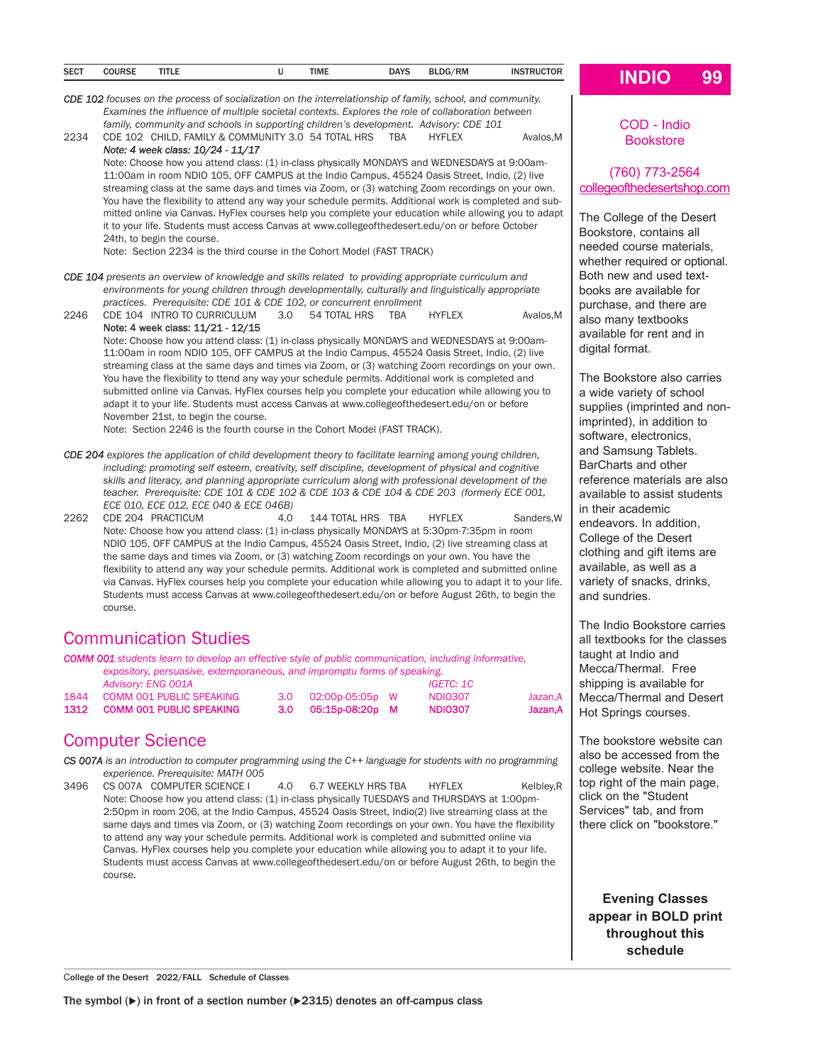| SECT | COURSE | TITLE | U | TIME | DAYS | BLDG/RM | INSTRUCTOR |
|---|---|---|---|---|---|---|---|

*CDE 102 focuses on the process of socialization on the interrelationship of family, school, and community. Examines the influence of multiple societal contexts. Explores the role of collaboration between family, community and schools in supporting children's development. Advisory: CDE 101*

| SECT | COURSE | TITLE | U | TIME | DAYS | BLDG/RM | INSTRUCTOR |
|---|---|---|---|---|---|---|---|
| 2234 | CDE 102 | CHILD, FAMILY & COMMUNITY | 3.0 | 54 TOTAL HRS | TBA | HYFLEX | Avalos,M |

***Note: 4 week class: 10/24 - 11/17***

Note: Choose how you attend class: (1) in-class physically MONDAYS and WEDNESDAYS at 9:00am-11:00am in room NDIO 105, OFF CAMPUS at the Indio Campus, 45524 Oasis Street, Indio, (2) live streaming class at the same days and times via Zoom, or (3) watching Zoom recordings on your own. You have the flexibility to attend any way your schedule permits. Additional work is completed and submitted online via Canvas. HyFlex courses help you complete your education while allowing you to adapt it to your life. Students must access Canvas at www.collegeofthedesert.edu/on or before October 24th, to begin the course.

Note: Section 2234 is the third course in the Cohort Model (FAST TRACK)

*CDE 104 presents an overview of knowledge and skills related to providing appropriate curriculum and environments for young children through developmentally, culturally and linguistically appropriate practices. Prerequisite: CDE 101 & CDE 102, or concurrent enrollment*

| SECT | COURSE | TITLE | U | TIME | DAYS | BLDG/RM | INSTRUCTOR |
|---|---|---|---|---|---|---|---|
| 2246 | CDE 104 | INTRO TO CURRICULUM | 3.0 | 54 TOTAL HRS | TBA | HYFLEX | Avalos,M |

**Note: 4 week class: 11/21 - 12/15**

Note: Choose how you attend class: (1) in-class physically MONDAYS and WEDNESDAYS at 9:00am-11:00am in room NDIO 105, OFF CAMPUS at the Indio Campus, 45524 Oasis Street, Indio, (2) live streaming class at the same days and times via Zoom, or (3) watching Zoom recordings on your own. You have the flexibility to ttend any way your schedule permits. Additional work is completed and submitted online via Canvas. HyFlex courses help you complete your education while allowing you to adapt it to your life. Students must access Canvas at www.collegeofthedesert.edu/on or before November 21st, to begin the course.

Note: Section 2246 is the fourth course in the Cohort Model (FAST TRACK).

*CDE 204 explores the application of child development theory to facilitate learning among young children, including: promoting self esteem, creativity, self discipline, development of physical and cognitive skills and literacy, and planning appropriate curriculum along with professional development of the teacher. Prerequisite: CDE 101 & CDE 102 & CDE 103 & CDE 104 & CDE 203 (formerly ECE 001, ECE 010, ECE 012, ECE 040 & ECE 046B)*

| SECT | COURSE | TITLE | U | TIME | DAYS | BLDG/RM | INSTRUCTOR |
|---|---|---|---|---|---|---|---|
| 2262 | CDE 204 | PRACTICUM | 4.0 | 144 TOTAL HRS | TBA | HYFLEX | Sanders,W |

Note: Choose how you attend class: (1) in-class physically MONDAYS at 5:30pm-7:35pm in room NDIO 105, OFF CAMPUS at the Indio Campus, 45524 Oasis Street, Indio, (2) live streaming class at the same days and times via Zoom, or (3) watching Zoom recordings on your own. You have the flexibility to attend any way your schedule permits. Additional work is completed and submitted online via Canvas. HyFlex courses help you complete your education while allowing you to adapt it to your life. Students must access Canvas at www.collegeofthedesert.edu/on or before August 26th, to begin the course.

## Communication Studies

*COMM 001 students learn to develop an effective style of public communication, including informative, expository, persuasive, extemporaneous, and impromptu forms of speaking.*
*Advisory: ENG 001A* — *IGETC: 1C*

| SECT | COURSE | TITLE | U | TIME | DAYS | BLDG/RM | INSTRUCTOR |
|---|---|---|---|---|---|---|---|
| 1844 | COMM 001 | PUBLIC SPEAKING | 3.0 | 02:00p-05:05p | W | NDIO307 | Jazan,A |
| **1312** | **COMM 001** | **PUBLIC SPEAKING** | **3.0** | **05:15p-08:20p** | **M** | **NDIO307** | **Jazan,A** |

## Computer Science

*CS 007A is an introduction to computer programming using the C++ language for students with no programming experience. Prerequisite: MATH 005*

| SECT | COURSE | TITLE | U | TIME | DAYS | BLDG/RM | INSTRUCTOR |
|---|---|---|---|---|---|---|---|
| 3496 | CS 007A | COMPUTER SCIENCE I | 4.0 | 6.7 WEEKLY HRS | TBA | HYFLEX | Kelbley,R |

Note: Choose how you attend class: (1) in-class physically TUESDAYS and THURSDAYS at 1:00pm-2:50pm in room 206, at the Indio Campus, 45524 Oasis Street, Indio(2) live streaming class at the same days and times via Zoom, or (3) watching Zoom recordings on your own. You have the flexibility to attend any way your schedule permits. Additional work is completed and submitted online via Canvas. HyFlex courses help you complete your education while allowing you to adapt it to your life. Students must access Canvas at www.collegeofthedesert.edu/on or before August 26th, to begin the course.

### COD - Indio Bookstore

(760) 773-2564
collegeofthedesertshop.com

The College of the Desert Bookstore, contains all needed course materials, whether required or optional. Both new and used textbooks are available for purchase, and there are also many textbooks available for rent and in digital format.

The Bookstore also carries a wide variety of school supplies (imprinted and non-imprinted), in addition to software, electronics, and Samsung Tablets. BarCharts and other reference materials are also available to assist students in their academic endeavors. In addition, College of the Desert clothing and gift items are available, as well as a variety of snacks, drinks, and sundries.

The Indio Bookstore carries all textbooks for the classes taught at Indio and Mecca/Thermal. Free shipping is available for Mecca/Thermal and Desert Hot Springs courses.

The bookstore website can also be accessed from the college website. Near the top right of the main page, click on the "Student Services" tab, and from there click on "bookstore."

**Evening Classes appear in BOLD print throughout this schedule**

The symbol (▶) in front of a section number (▶2315) denotes an off-campus class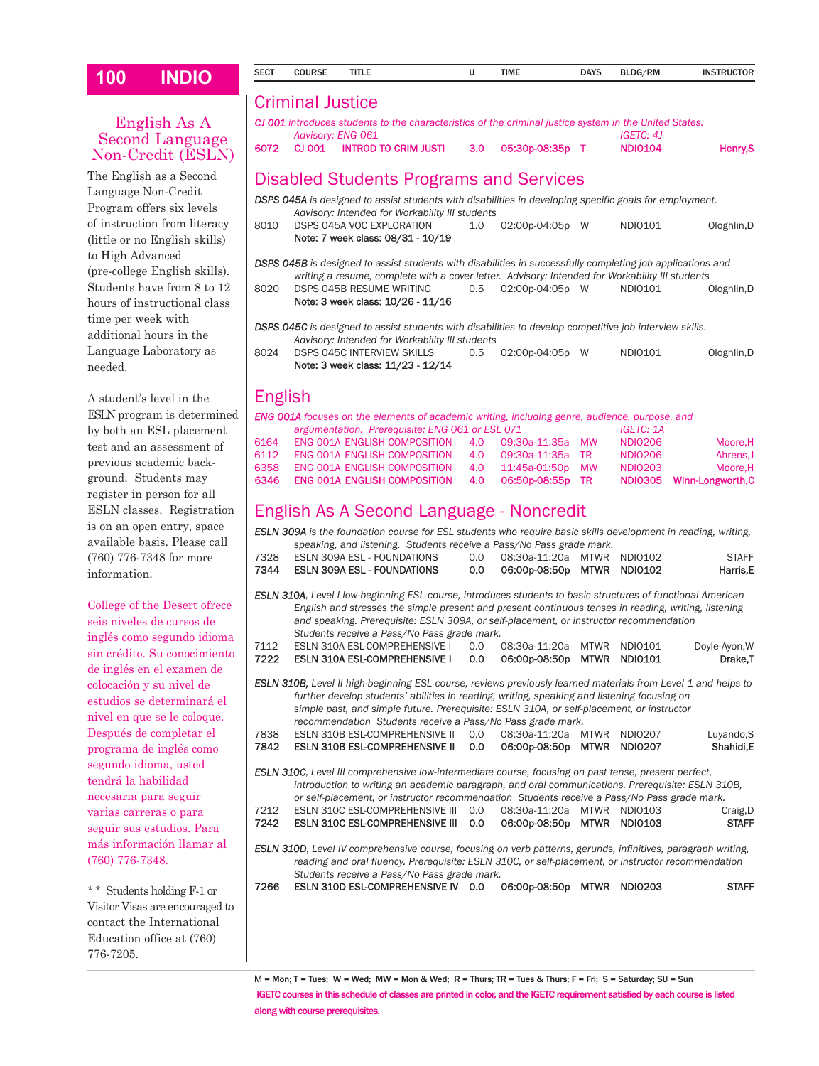# INDIO

## English As A Second Language Non-Credit (ESLN)

The English as a Second Language Non-Credit Program offers six levels of instruction from literacy (little or no English skills) to High Advanced (pre-college English skills). Students have from 8 to 12 hours of instructional class time per week with additional hours in the Language Laboratory as needed.

A student's level in the ESLN program is determined by both an ESL placement test and an assessment of previous academic background. Students may register in person for all ESLN classes. Registration is on an open entry, space available basis. Please call (760) 776-7348 for more information.

College of the Desert ofrece seis niveles de cursos de inglés como segundo idioma sin crédito. Su conocimiento de inglés en el examen de colocación y su nivel de estudios se determinará el nivel en que se le coloque. Después de completar el programa de inglés como segundo idioma, usted tendrá la habilidad necesaria para seguir varias carreras o para seguir sus estudios. Para más información llamar al (760) 776-7348.

** Students holding F-1 or Visitor Visas are encouraged to contact the International Education office at (760) 776-7205.

## Criminal Justice

*CJ 001 introduces students to the characteristics of the criminal justice system in the United States. Advisory: ENG 061 IGETC: 4J*

| SECT | COURSE | TITLE | U | TIME | DAYS | BLDG/RM | INSTRUCTOR |
|---|---|---|---|---|---|---|---|
| **6072** | **CJ 001** | **INTROD TO CRIM JUSTI** | **3.0** | **05:30p-08:35p** | **T** | **NDIO104** | **Henry,S** |

## Disabled Students Programs and Services

*DSPS 045A is designed to assist students with disabilities in developing specific goals for employment. Advisory: Intended for Workability III students*

| SECT | COURSE | TITLE | U | TIME | DAYS | BLDG/RM | INSTRUCTOR |
|---|---|---|---|---|---|---|---|
| 8010 | DSPS 045A | VOC EXPLORATION | 1.0 | 02:00p-04:05p | W | NDIO101 | Ologhlin,D |

Note: 7 week class: 08/31 - 10/19

*DSPS 045B is designed to assist students with disabilities in successfully completing job applications and writing a resume, complete with a cover letter. Advisory: Intended for Workability III students*

| SECT | COURSE | TITLE | U | TIME | DAYS | BLDG/RM | INSTRUCTOR |
|---|---|---|---|---|---|---|---|
| 8020 | DSPS 045B | RESUME WRITING | 0.5 | 02:00p-04:05p | W | NDIO101 | Ologhlin,D |

Note: 3 week class: 10/26 - 11/16

*DSPS 045C is designed to assist students with disabilities to develop competitive job interview skills. Advisory: Intended for Workability III students*

| SECT | COURSE | TITLE | U | TIME | DAYS | BLDG/RM | INSTRUCTOR |
|---|---|---|---|---|---|---|---|
| 8024 | DSPS 045C | INTERVIEW SKILLS | 0.5 | 02:00p-04:05p | W | NDIO101 | Ologhlin,D |

Note: 3 week class: 11/23 - 12/14

## English

*ENG 001A focuses on the elements of academic writing, including genre, audience, purpose, and argumentation. Prerequisite: ENG 061 or ESL 071 IGETC: 1A*

| SECT | COURSE | TITLE | U | TIME | DAYS | BLDG/RM | INSTRUCTOR |
|---|---|---|---|---|---|---|---|
| 6164 | ENG 001A | ENGLISH COMPOSITION | 4.0 | 09:30a-11:35a | MW | NDIO206 | Moore,H |
| 6112 | ENG 001A | ENGLISH COMPOSITION | 4.0 | 09:30a-11:35a | TR | NDIO206 | Ahrens,J |
| 6358 | ENG 001A | ENGLISH COMPOSITION | 4.0 | 11:45a-01:50p | MW | NDIO203 | Moore,H |
| **6346** | **ENG 001A** | **ENGLISH COMPOSITION** | **4.0** | **06:50p-08:55p** | **TR** | **NDIO305** | **Winn-Longworth,C** |

## English As A Second Language - Noncredit

*ESLN 309A is the foundation course for ESL students who require basic skills development in reading, writing, speaking, and listening. Students receive a Pass/No Pass grade mark.*

| SECT | COURSE | TITLE | U | TIME | DAYS | BLDG/RM | INSTRUCTOR |
|---|---|---|---|---|---|---|---|
| 7328 | ESLN 309A | ESL - FOUNDATIONS | 0.0 | 08:30a-11:20a | MTWR | NDIO102 | STAFF |
| **7344** | **ESLN 309A** | **ESL - FOUNDATIONS** | **0.0** | **06:00p-08:50p** | **MTWR** | **NDIO102** | **Harris,E** |

*ESLN 310A, Level I low-beginning ESL course, introduces students to basic structures of functional American English and stresses the simple present and present continuous tenses in reading, writing, listening and speaking. Prerequisite: ESLN 309A, or self-placement, or instructor recommendation Students receive a Pass/No Pass grade mark.*

| SECT | COURSE | TITLE | U | TIME | DAYS | BLDG/RM | INSTRUCTOR |
|---|---|---|---|---|---|---|---|
| 7112 | ESLN 310A | ESL-COMPREHENSIVE I | 0.0 | 08:30a-11:20a | MTWR | NDIO101 | Doyle-Ayon,W |
| **7222** | **ESLN 310A** | **ESL-COMPREHENSIVE I** | **0.0** | **06:00p-08:50p** | **MTWR** | **NDIO101** | **Drake,T** |

*ESLN 310B, Level II high-beginning ESL course, reviews previously learned materials from Level 1 and helps to further develop students' abilities in reading, writing, speaking and listening focusing on simple past, and simple future. Prerequisite: ESLN 310A, or self-placement, or instructor recommendation Students receive a Pass/No Pass grade mark.*

| SECT | COURSE | TITLE | U | TIME | DAYS | BLDG/RM | INSTRUCTOR |
|---|---|---|---|---|---|---|---|
| 7838 | ESLN 310B | ESL-COMPREHENSIVE II | 0.0 | 08:30a-11:20a | MTWR | NDIO207 | Luyando,S |
| **7842** | **ESLN 310B** | **ESL-COMPREHENSIVE II** | **0.0** | **06:00p-08:50p** | **MTWR** | **NDIO207** | **Shahidi,E** |

*ESLN 310C, Level III comprehensive low-intermediate course, focusing on past tense, present perfect, introduction to writing an academic paragraph, and oral communications. Prerequisite: ESLN 310B, or self-placement, or instructor recommendation Students receive a Pass/No Pass grade mark.*

| SECT | COURSE | TITLE | U | TIME | DAYS | BLDG/RM | INSTRUCTOR |
|---|---|---|---|---|---|---|---|
| 7212 | ESLN 310C | ESL-COMPREHENSIVE III | 0.0 | 08:30a-11:20a | MTWR | NDIO103 | Craig,D |
| **7242** | **ESLN 310C** | **ESL-COMPREHENSIVE III** | **0.0** | **06:00p-08:50p** | **MTWR** | **NDIO103** | **STAFF** |

*ESLN 310D, Level IV comprehensive course, focusing on verb patterns, gerunds, infinitives, paragraph writing, reading and oral fluency. Prerequisite: ESLN 310C, or self-placement, or instructor recommendation Students receive a Pass/No Pass grade mark.*

| SECT | COURSE | TITLE | U | TIME | DAYS | BLDG/RM | INSTRUCTOR |
|---|---|---|---|---|---|---|---|
| **7266** | **ESLN 310D** | **ESL-COMPREHENSIVE IV** | **0.0** | **06:00p-08:50p** | **MTWR** | **NDIO203** | **STAFF** |

M = Mon; T = Tues; W = Wed; MW = Mon & Wed; R = Thurs; TR = Tues & Thurs; F = Fri; S = Saturday; SU = Sun

IGETC courses in this schedule of classes are printed in color, and the IGETC requirement satisfied by each course is listed along with course prerequisites.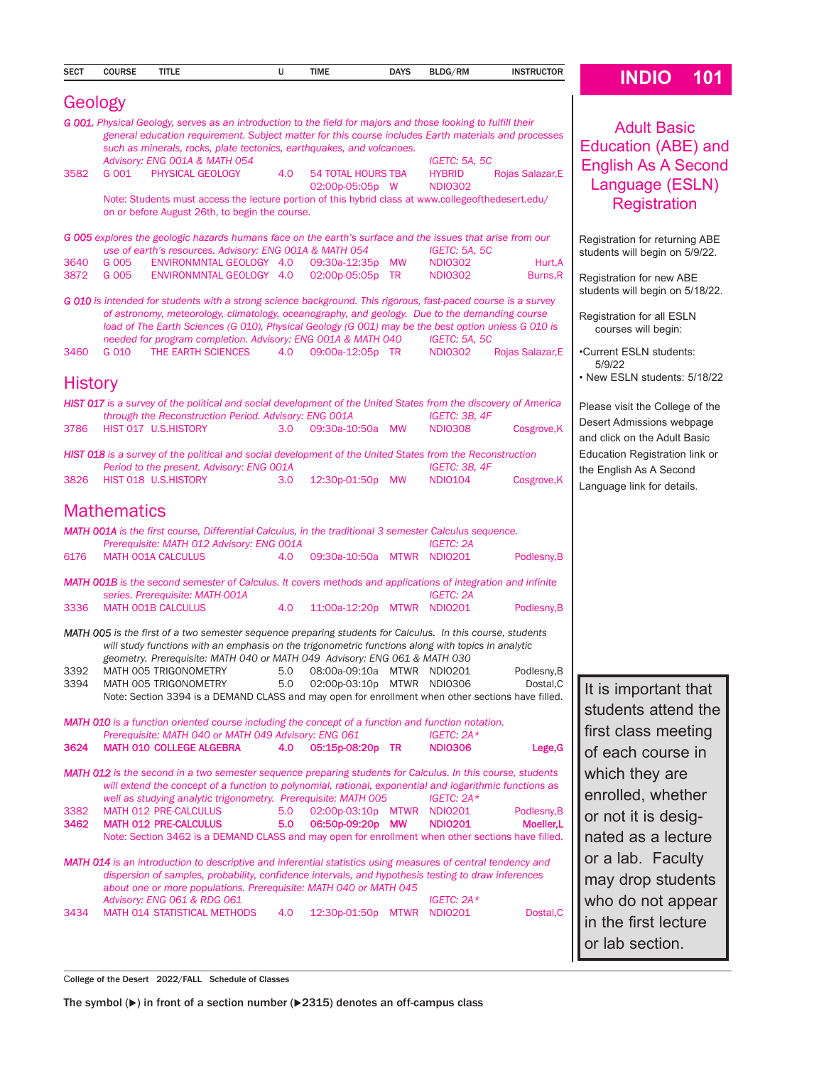| SECT | COURSE | TITLE | U | TIME | DAYS | BLDG/RM | INSTRUCTOR |
|---|---|---|---|---|---|---|---|

## Geology

*G 001, Physical Geology, serves as an introduction to the field for majors and those looking to fulfill their general education requirement. Subject matter for this course includes Earth materials and processes such as minerals, rocks, plate tectonics, earthquakes, and volcanoes. Advisory: ENG 001A & MATH 054* *IGETC: 5A, 5C*

| SECT | COURSE | TITLE | U | TIME | DAYS | BLDG/RM | INSTRUCTOR |
|---|---|---|---|---|---|---|---|
| 3582 | G 001 | PHYSICAL GEOLOGY | 4.0 | 54 TOTAL HOURS TBA | | HYBRID | Rojas Salazar,E |
| | | | | 02:00p-05:05p | W | NDIO302 | |

Note: Students must access the lecture portion of this hybrid class at www.collegeofthedesert.edu/ on or before August 26th, to begin the course.

*G 005 explores the geologic hazards humans face on the earth's surface and the issues that arise from our use of earth's resources. Advisory: ENG 001A & MATH 054* *IGETC: 5A, 5C*

| SECT | COURSE | TITLE | U | TIME | DAYS | BLDG/RM | INSTRUCTOR |
|---|---|---|---|---|---|---|---|
| 3640 | G 005 | ENVIRONMNTAL GEOLOGY | 4.0 | 09:30a-12:35p | MW | NDIO302 | Hurt,A |
| 3872 | G 005 | ENVIRONMNTAL GEOLOGY | 4.0 | 02:00p-05:05p | TR | NDIO302 | Burns,R |

*G 010 is intended for students with a strong science background. This rigorous, fast-paced course is a survey of astronomy, meteorology, climatology, oceanography, and geology. Due to the demanding course load of The Earth Sciences (G 010), Physical Geology (G 001) may be the best option unless G 010 is needed for program completion. Advisory: ENG 001A & MATH 040* *IGETC: 5A, 5C*

| SECT | COURSE | TITLE | U | TIME | DAYS | BLDG/RM | INSTRUCTOR |
|---|---|---|---|---|---|---|---|
| 3460 | G 010 | THE EARTH SCIENCES | 4.0 | 09:00a-12:05p | TR | NDIO302 | Rojas Salazar,E |

## History

*HIST 017 is a survey of the political and social development of the United States from the discovery of America through the Reconstruction Period. Advisory: ENG 001A* *IGETC: 3B, 4F*

| SECT | COURSE | TITLE | U | TIME | DAYS | BLDG/RM | INSTRUCTOR |
|---|---|---|---|---|---|---|---|
| 3786 | HIST 017 | U.S.HISTORY | 3.0 | 09:30a-10:50a | MW | NDIO308 | Cosgrove,K |

*HIST 018 is a survey of the political and social development of the United States from the Reconstruction Period to the present. Advisory: ENG 001A* *IGETC: 3B, 4F*

| SECT | COURSE | TITLE | U | TIME | DAYS | BLDG/RM | INSTRUCTOR |
|---|---|---|---|---|---|---|---|
| 3826 | HIST 018 | U.S.HISTORY | 3.0 | 12:30p-01:50p | MW | NDIO104 | Cosgrove,K |

## Mathematics

*MATH 001A is the first course, Differential Calculus, in the traditional 3 semester Calculus sequence. Prerequisite: MATH 012 Advisory: ENG 001A* *IGETC: 2A*

| SECT | COURSE | TITLE | U | TIME | DAYS | BLDG/RM | INSTRUCTOR |
|---|---|---|---|---|---|---|---|
| 6176 | MATH 001A | CALCULUS | 4.0 | 09:30a-10:50a | MTWR | NDIO201 | Podlesny,B |

*MATH 001B is the second semester of Calculus. It covers methods and applications of integration and infinite series. Prerequisite: MATH-001A* *IGETC: 2A*

| SECT | COURSE | TITLE | U | TIME | DAYS | BLDG/RM | INSTRUCTOR |
|---|---|---|---|---|---|---|---|
| 3336 | MATH 001B | CALCULUS | 4.0 | 11:00a-12:20p | MTWR | NDIO201 | Podlesny,B |

**MATH 005** is the first of a two semester sequence preparing students for Calculus. In this course, students will study functions with an emphasis on the trigonometric functions along with topics in analytic geometry. Prerequisite: MATH 040 or MATH 049 Advisory: ENG 061 & MATH 030

| SECT | COURSE | TITLE | U | TIME | DAYS | BLDG/RM | INSTRUCTOR |
|---|---|---|---|---|---|---|---|
| 3392 | MATH 005 | TRIGONOMETRY | 5.0 | 08:00a-09:10a | MTWR | NDIO201 | Podlesny,B |
| 3394 | MATH 005 | TRIGONOMETRY | 5.0 | 02:00p-03:10p | MTWR | NDIO306 | Dostal,C |

Note: Section 3394 is a DEMAND CLASS and may open for enrollment when other sections have filled.

*MATH 010 is a function oriented course including the concept of a function and function notation. Prerequisite: MATH 040 or MATH 049 Advisory: ENG 061* *IGETC: 2A\**

| SECT | COURSE | TITLE | U | TIME | DAYS | BLDG/RM | INSTRUCTOR |
|---|---|---|---|---|---|---|---|
| **3624** | **MATH 010** | **COLLEGE ALGEBRA** | **4.0** | **05:15p-08:20p** | **TR** | **NDIO306** | **Lege,G** |

*MATH 012 is the second in a two semester sequence preparing students for Calculus. In this course, students will extend the concept of a function to polynomial, rational, exponential and logarithmic functions as well as studying analytic trigonometry. Prerequisite: MATH 005* *IGETC: 2A\**

| SECT | COURSE | TITLE | U | TIME | DAYS | BLDG/RM | INSTRUCTOR |
|---|---|---|---|---|---|---|---|
| 3382 | MATH 012 | PRE-CALCULUS | 5.0 | 02:00p-03:10p | MTWR | NDIO201 | Podlesny,B |
| **3462** | **MATH 012** | **PRE-CALCULUS** | **5.0** | **06:50p-09:20p** | **MW** | **NDIO201** | **Moeller,L** |

Note: Section 3462 is a DEMAND CLASS and may open for enrollment when other sections have filled.

*MATH 014 is an introduction to descriptive and inferential statistics using measures of central tendency and dispersion of samples, probability, confidence intervals, and hypothesis testing to draw inferences about one or more populations. Prerequisite: MATH 040 or MATH 045 Advisory: ENG 061 & RDG 061* *IGETC: 2A\**

| SECT | COURSE | TITLE | U | TIME | DAYS | BLDG/RM | INSTRUCTOR |
|---|---|---|---|---|---|---|---|
| 3434 | MATH 014 | STATISTICAL METHODS | 4.0 | 12:30p-01:50p | MTWR | NDIO201 | Dostal,C |

## INDIO

### Adult Basic Education (ABE) and English As A Second Language (ESLN) Registration

Registration for returning ABE students will begin on 5/9/22.

Registration for new ABE students will begin on 5/18/22.

Registration for all ESLN courses will begin:

- Current ESLN students: 5/9/22
- New ESLN students: 5/18/22

Please visit the College of the Desert Admissions webpage and click on the Adult Basic Education Registration link or the English As A Second Language link for details.

It is important that students attend the first class meeting of each course in which they are enrolled, whether or not it is designated as a lecture or a lab. Faculty may drop students who do not appear in the first lecture or lab section.

The symbol (▶) in front of a section number (▶2315) denotes an off-campus class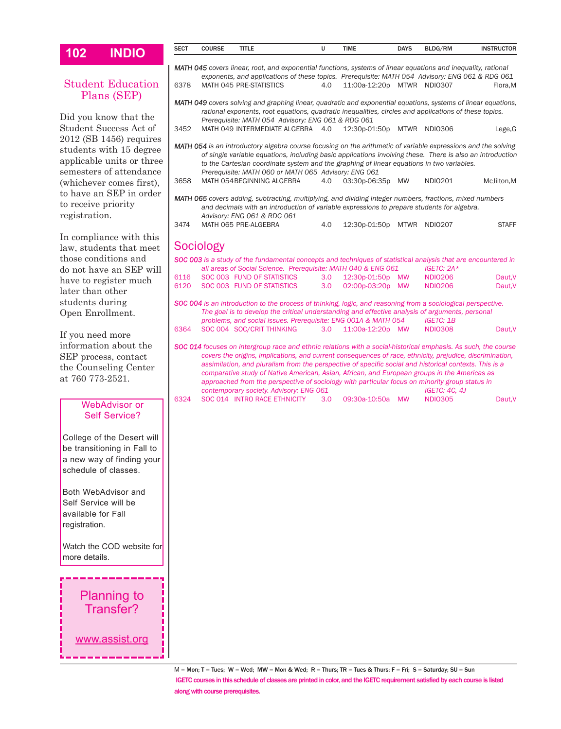| SECT | COURSE | TITLE | U | TIME | DAYS | BLDG/RM | INSTRUCTOR |
|---|---|---|---|---|---|---|---|

*MATH 045 covers linear, root, and exponential functions, systems of linear equations and inequality, rational exponents, and applications of these topics. Prerequisite: MATH 054 Advisory: ENG 061 & RDG 061*

| SECT | COURSE | TITLE | U | TIME | DAYS | BLDG/RM | INSTRUCTOR |
|---|---|---|---|---|---|---|---|
| 6378 | MATH 045 | PRE-STATISTICS | 4.0 | 11:00a-12:20p | MTWR | NDIO307 | Flora,M |

*MATH 049 covers solving and graphing linear, quadratic and exponential equations, systems of linear equations, rational exponents, root equations, quadratic inequalities, circles and applications of these topics. Prerequisite: MATH 054 Advisory: ENG 061 & RDG 061*

| SECT | COURSE | TITLE | U | TIME | DAYS | BLDG/RM | INSTRUCTOR |
|---|---|---|---|---|---|---|---|
| 3452 | MATH 049 | INTERMEDIATE ALGEBRA | 4.0 | 12:30p-01:50p | MTWR | NDIO306 | Lege,G |

*MATH 054 is an introductory algebra course focusing on the arithmetic of variable expressions and the solving of single variable equations, including basic applications involving these. There is also an introduction to the Cartesian coordinate system and the graphing of linear equations in two variables. Prerequisite: MATH 060 or MATH 065 Advisory: ENG 061*

| SECT | COURSE | TITLE | U | TIME | DAYS | BLDG/RM | INSTRUCTOR |
|---|---|---|---|---|---|---|---|
| 3658 | MATH 054 | BEGINNING ALGEBRA | 4.0 | 03:30p-06:35p | MW | NDIO201 | McJilton,M |

*MATH 065 covers adding, subtracting, multiplying, and dividing integer numbers, fractions, mixed numbers and decimals with an introduction of variable expressions to prepare students for algebra. Advisory: ENG 061 & RDG 061*

| SECT | COURSE | TITLE | U | TIME | DAYS | BLDG/RM | INSTRUCTOR |
|---|---|---|---|---|---|---|---|
| 3474 | MATH 065 | PRE-ALGEBRA | 4.0 | 12:30p-01:50p | MTWR | NDIO207 | STAFF |

## Sociology

*SOC 003 is a study of the fundamental concepts and techniques of statistical analysis that are encountered in all areas of Social Science. Prerequisite: MATH 040 & ENG 061 IGETC: 2A**

| SECT | COURSE | TITLE | U | TIME | DAYS | BLDG/RM | INSTRUCTOR |
|---|---|---|---|---|---|---|---|
| 6116 | SOC 003 | FUND OF STATISTICS | 3.0 | 12:30p-01:50p | MW | NDIO206 | Daut,V |
| 6120 | SOC 003 | FUND OF STATISTICS | 3.0 | 02:00p-03:20p | MW | NDIO206 | Daut,V |

*SOC 004 is an introduction to the process of thinking, logic, and reasoning from a sociological perspective. The goal is to develop the critical understanding and effective analysis of arguments, personal problems, and social issues. Prerequisite: ENG 001A & MATH 054 IGETC: 1B*

| SECT | COURSE | TITLE | U | TIME | DAYS | BLDG/RM | INSTRUCTOR |
|---|---|---|---|---|---|---|---|
| 6364 | SOC 004 | SOC/CRIT THINKING | 3.0 | 11:00a-12:20p | MW | NDIO308 | Daut,V |

*SOC 014 focuses on intergroup race and ethnic relations with a social-historical emphasis. As such, the course covers the origins, implications, and current consequences of race, ethnicity, prejudice, discrimination, assimilation, and pluralism from the perspective of specific social and historical contexts. This is a comparative study of Native American, Asian, African, and European groups in the Americas as approached from the perspective of sociology with particular focus on minority group status in contemporary society. Advisory: ENG 061 IGETC: 4C, 4J*

| SECT | COURSE | TITLE | U | TIME | DAYS | BLDG/RM | INSTRUCTOR |
|---|---|---|---|---|---|---|---|
| 6324 | SOC 014 | INTRO RACE ETHNICITY | 3.0 | 09:30a-10:50a | MW | NDIO305 | Daut,V |

## Student Education Plans (SEP)

Did you know that the Student Success Act of 2012 (SB 1456) requires students with 15 degree applicable units or three semesters of attendance (whichever comes first), to have an SEP in order to receive priority registration.

In compliance with this law, students that meet those conditions and do not have an SEP will have to register much later than other students during Open Enrollment.

If you need more information about the SEP process, contact the Counseling Center at 760 773-2521.

### WebAdvisor or Self Service?

College of the Desert will be transitioning in Fall to a new way of finding your schedule of classes.

Both WebAdvisor and Self Service will be available for Fall registration.

Watch the COD website for more details.

### Planning to Transfer?

www.assist.org

M = Mon; T = Tues; W = Wed; MW = Mon & Wed; R = Thurs; TR = Tues & Thurs; F = Fri; S = Saturday; SU = Sun

**IGETC courses in this schedule of classes are printed in color, and the IGETC requirement satisfied by each course is listed along with course prerequisites.**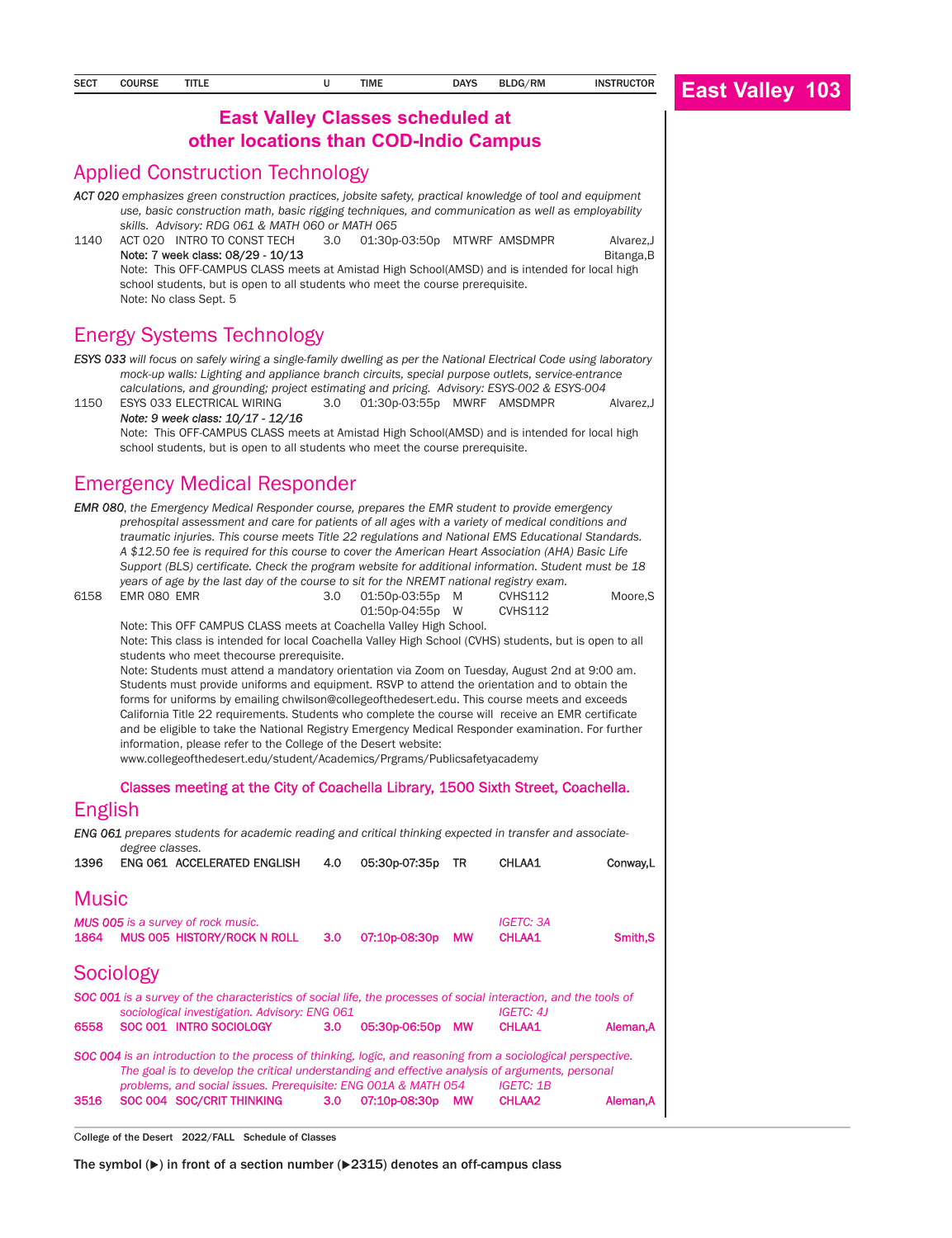| SECT | COURSE | TITLE | U | TIME | DAYS | BLDG/RM | INSTRUCTOR |
|---|---|---|---|---|---|---|---|

## East Valley Classes scheduled at other locations than COD-Indio Campus

## Applied Construction Technology

*ACT 020 emphasizes green construction practices, jobsite safety, practical knowledge of tool and equipment use, basic construction math, basic rigging techniques, and communication as well as employability skills. Advisory: RDG 061 & MATH 060 or MATH 065*

| SECT | COURSE | TITLE | U | TIME | DAYS | BLDG/RM | INSTRUCTOR |
|---|---|---|---|---|---|---|---|
| 1140 | ACT 020 | INTRO TO CONST TECH | 3.0 | 01:30p-03:50p | MTWRF | AMSDMPR | Alvarez,J |
| | | | | | | | Bitanga,B |

**Note: 7 week class: 08/29 - 10/13**
Note: This OFF-CAMPUS CLASS meets at Amistad High School(AMSD) and is intended for local high school students, but is open to all students who meet the course prerequisite.
Note: No class Sept. 5

## Energy Systems Technology

*ESYS 033 will focus on safely wiring a single-family dwelling as per the National Electrical Code using laboratory mock-up walls: Lighting and appliance branch circuits, special purpose outlets, service-entrance calculations, and grounding; project estimating and pricing. Advisory: ESYS-002 & ESYS-004*

| SECT | COURSE | TITLE | U | TIME | DAYS | BLDG/RM | INSTRUCTOR |
|---|---|---|---|---|---|---|---|
| 1150 | ESYS 033 | ELECTRICAL WIRING | 3.0 | 01:30p-03:55p | MWRF | AMSDMPR | Alvarez,J |

***Note: 9 week class: 10/17 - 12/16***
Note: This OFF-CAMPUS CLASS meets at Amistad High School(AMSD) and is intended for local high school students, but is open to all students who meet the course prerequisite.

## Emergency Medical Responder

*EMR 080, the Emergency Medical Responder course, prepares the EMR student to provide emergency prehospital assessment and care for patients of all ages with a variety of medical conditions and traumatic injuries. This course meets Title 22 regulations and National EMS Educational Standards. A $12.50 fee is required for this course to cover the American Heart Association (AHA) Basic Life Support (BLS) certificate. Check the program website for additional information. Student must be 18 years of age by the last day of the course to sit for the NREMT national registry exam.*

| SECT | COURSE | TITLE | U | TIME | DAYS | BLDG/RM | INSTRUCTOR |
|---|---|---|---|---|---|---|---|
| 6158 | EMR 080 | EMR | 3.0 | 01:50p-03:55p | M | CVHS112 | Moore,S |
| | | | | 01:50p-04:55p | W | CVHS112 | |

Note: This OFF CAMPUS CLASS meets at Coachella Valley High School.
Note: This class is intended for local Coachella Valley High School (CVHS) students, but is open to all students who meet thecourse prerequisite.
Note: Students must attend a mandatory orientation via Zoom on Tuesday, August 2nd at 9:00 am. Students must provide uniforms and equipment. RSVP to attend the orientation and to obtain the forms for uniforms by emailing chwilson@collegeofthedesert.edu. This course meets and exceeds California Title 22 requirements. Students who complete the course will receive an EMR certificate and be eligible to take the National Registry Emergency Medical Responder examination. For further information, please refer to the College of the Desert website:
www.collegeofthedesert.edu/student/Academics/Prgrams/Publicsafetyacademy

**Classes meeting at the City of Coachella Library, 1500 Sixth Street, Coachella.**

## English

*ENG 061 prepares students for academic reading and critical thinking expected in transfer and associate-degree classes.*

| SECT | COURSE | TITLE | U | TIME | DAYS | BLDG/RM | INSTRUCTOR |
|---|---|---|---|---|---|---|---|
| 1396 | ENG 061 | ACCELERATED ENGLISH | 4.0 | 05:30p-07:35p | TR | CHLAA1 | Conway,L |

## Music

*MUS 005 is a survey of rock music.* *IGETC: 3A*

| SECT | COURSE | TITLE | U | TIME | DAYS | BLDG/RM | INSTRUCTOR |
|---|---|---|---|---|---|---|---|
| 1864 | MUS 005 | HISTORY/ROCK N ROLL | 3.0 | 07:10p-08:30p | MW | CHLAA1 | Smith,S |

## Sociology

*SOC 001 is a survey of the characteristics of social life, the processes of social interaction, and the tools of sociological investigation. Advisory: ENG 061* *IGETC: 4J*

| SECT | COURSE | TITLE | U | TIME | DAYS | BLDG/RM | INSTRUCTOR |
|---|---|---|---|---|---|---|---|
| 6558 | SOC 001 | INTRO SOCIOLOGY | 3.0 | 05:30p-06:50p | MW | CHLAA1 | Aleman,A |

*SOC 004 is an introduction to the process of thinking, logic, and reasoning from a sociological perspective. The goal is to develop the critical understanding and effective analysis of arguments, personal problems, and social issues. Prerequisite: ENG 001A & MATH 054* *IGETC: 1B*

| SECT | COURSE | TITLE | U | TIME | DAYS | BLDG/RM | INSTRUCTOR |
|---|---|---|---|---|---|---|---|
| 3516 | SOC 004 | SOC/CRIT THINKING | 3.0 | 07:10p-08:30p | MW | CHLAA2 | Aleman,A |

**The symbol (▶) in front of a section number (▶2315) denotes an off-campus class**